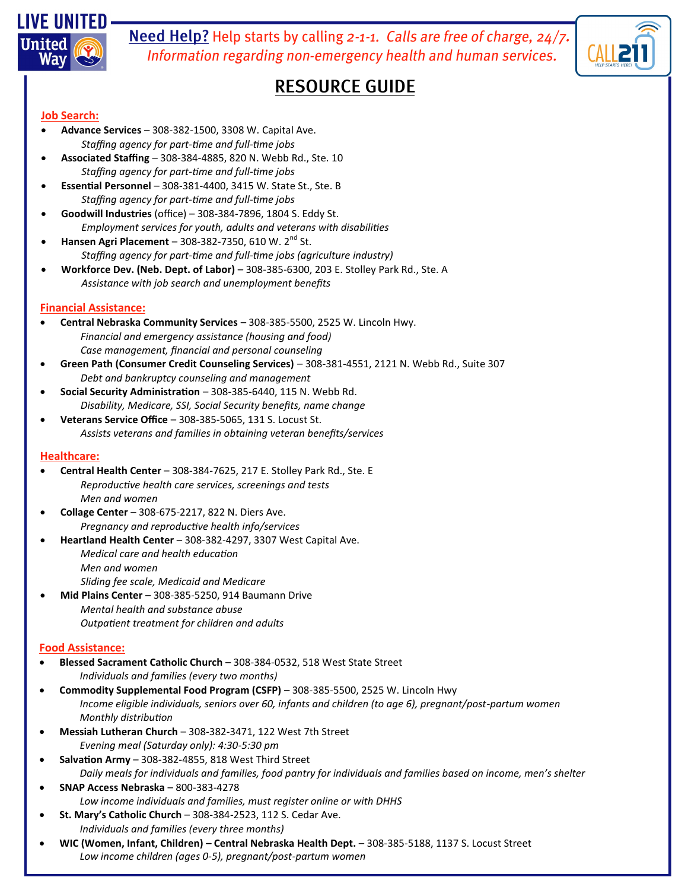LIVE UNITED

United Way

**Need Help?** Help starts by calling *2-1-1. Calls are free of charge, 24/7.*
*Information regarding non-emergency health and human services.*

CALL 211 HELP STARTS HERE!

# RESOURCE GUIDE

## Job Search:

- **Advance Services** – 308-382-1500, 3308 W. Capital Ave.
  *Staffing agency for part-time and full-time jobs*
- **Associated Staffing** – 308-384-4885, 820 N. Webb Rd., Ste. 10
  *Staffing agency for part-time and full-time jobs*
- **Essential Personnel** – 308-381-4400, 3415 W. State St., Ste. B
  *Staffing agency for part-time and full-time jobs*
- **Goodwill Industries** (office) – 308-384-7896, 1804 S. Eddy St.
  *Employment services for youth, adults and veterans with disabilities*
- **Hansen Agri Placement** – 308-382-7350, 610 W. 2nd St.
  *Staffing agency for part-time and full-time jobs (agriculture industry)*
- **Workforce Dev. (Neb. Dept. of Labor)** – 308-385-6300, 203 E. Stolley Park Rd., Ste. A
  *Assistance with job search and unemployment benefits*

## Financial Assistance:

- **Central Nebraska Community Services** – 308-385-5500, 2525 W. Lincoln Hwy.
  *Financial and emergency assistance (housing and food)*
  *Case management, financial and personal counseling*
- **Green Path (Consumer Credit Counseling Services)** – 308-381-4551, 2121 N. Webb Rd., Suite 307
  *Debt and bankruptcy counseling and management*
- **Social Security Administration** – 308-385-6440, 115 N. Webb Rd.
  *Disability, Medicare, SSI, Social Security benefits, name change*
- **Veterans Service Office** – 308-385-5065, 131 S. Locust St.
  *Assists veterans and families in obtaining veteran benefits/services*

## Healthcare:

- **Central Health Center** – 308-384-7625, 217 E. Stolley Park Rd., Ste. E
  *Reproductive health care services, screenings and tests*
  *Men and women*
- **Collage Center** – 308-675-2217, 822 N. Diers Ave.
  *Pregnancy and reproductive health info/services*
- **Heartland Health Center** – 308-382-4297, 3307 West Capital Ave.
  *Medical care and health education*
  *Men and women*
  *Sliding fee scale, Medicaid and Medicare*
- **Mid Plains Center** – 308-385-5250, 914 Baumann Drive
  *Mental health and substance abuse*
  *Outpatient treatment for children and adults*

## Food Assistance:

- **Blessed Sacrament Catholic Church** – 308-384-0532, 518 West State Street
  *Individuals and families (every two months)*
- **Commodity Supplemental Food Program (CSFP)** – 308-385-5500, 2525 W. Lincoln Hwy
  *Income eligible individuals, seniors over 60, infants and children (to age 6), pregnant/post-partum women*
  *Monthly distribution*
- **Messiah Lutheran Church** – 308-382-3471, 122 West 7th Street
  *Evening meal (Saturday only): 4:30-5:30 pm*
- **Salvation Army** – 308-382-4855, 818 West Third Street
  *Daily meals for individuals and families, food pantry for individuals and families based on income, men's shelter*
- **SNAP Access Nebraska** – 800-383-4278
  *Low income individuals and families, must register online or with DHHS*
- **St. Mary's Catholic Church** – 308-384-2523, 112 S. Cedar Ave.
  *Individuals and families (every three months)*
- **WIC (Women, Infant, Children) – Central Nebraska Health Dept.** – 308-385-5188, 1137 S. Locust Street
  *Low income children (ages 0-5), pregnant/post-partum women*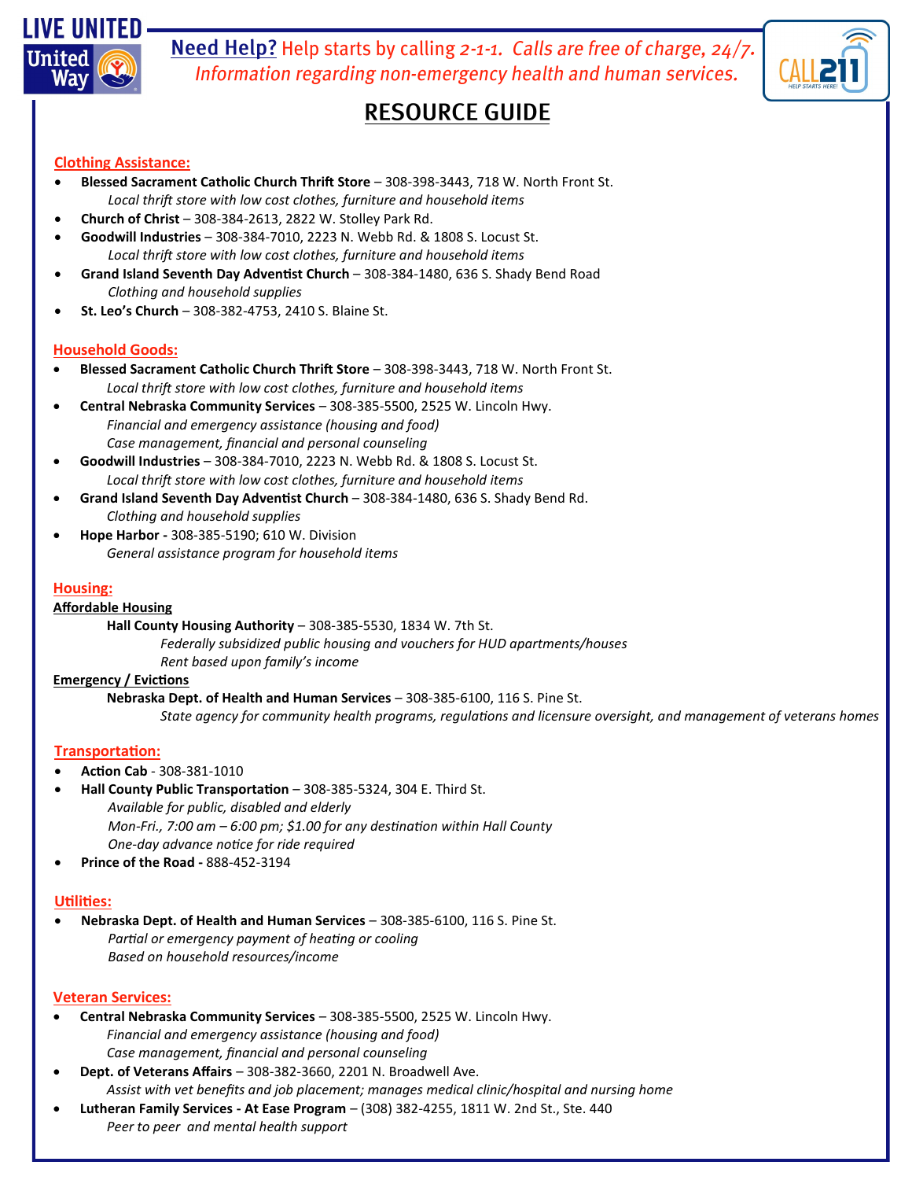LIVE UNITED United Way

**Need Help?** Help starts by calling *2-1-1. Calls are free of charge, 24/7.* *Information regarding non-emergency health and human services.*

CALL 211 HELP STARTS HERE!

# RESOURCE GUIDE

## Clothing Assistance:

- **Blessed Sacrament Catholic Church Thrift Store** – 308-398-3443, 718 W. North Front St.
  *Local thrift store with low cost clothes, furniture and household items*
- **Church of Christ** – 308-384-2613, 2822 W. Stolley Park Rd.
- **Goodwill Industries** – 308-384-7010, 2223 N. Webb Rd. & 1808 S. Locust St.
  *Local thrift store with low cost clothes, furniture and household items*
- **Grand Island Seventh Day Adventist Church** – 308-384-1480, 636 S. Shady Bend Road
  *Clothing and household supplies*
- **St. Leo's Church** – 308-382-4753, 2410 S. Blaine St.

## Household Goods:

- **Blessed Sacrament Catholic Church Thrift Store** – 308-398-3443, 718 W. North Front St.
  *Local thrift store with low cost clothes, furniture and household items*
- **Central Nebraska Community Services** – 308-385-5500, 2525 W. Lincoln Hwy.
  *Financial and emergency assistance (housing and food)*
  *Case management, financial and personal counseling*
- **Goodwill Industries** – 308-384-7010, 2223 N. Webb Rd. & 1808 S. Locust St.
  *Local thrift store with low cost clothes, furniture and household items*
- **Grand Island Seventh Day Adventist Church** – 308-384-1480, 636 S. Shady Bend Rd.
  *Clothing and household supplies*
- **Hope Harbor -** 308-385-5190; 610 W. Division
  *General assistance program for household items*

## Housing:

### Affordable Housing

**Hall County Housing Authority** – 308-385-5530, 1834 W. 7th St.
*Federally subsidized public housing and vouchers for HUD apartments/houses*
*Rent based upon family's income*

### Emergency / Evictions

**Nebraska Dept. of Health and Human Services** – 308-385-6100, 116 S. Pine St.
*State agency for community health programs, regulations and licensure oversight, and management of veterans homes*

## Transportation:

- **Action Cab** - 308-381-1010
- **Hall County Public Transportation** – 308-385-5324, 304 E. Third St.
  *Available for public, disabled and elderly*
  *Mon-Fri., 7:00 am – 6:00 pm; $1.00 for any destination within Hall County*
  *One-day advance notice for ride required*
- **Prince of the Road -** 888-452-3194

## Utilities:

- **Nebraska Dept. of Health and Human Services** – 308-385-6100, 116 S. Pine St.
  *Partial or emergency payment of heating or cooling*
  *Based on household resources/income*

## Veteran Services:

- **Central Nebraska Community Services** – 308-385-5500, 2525 W. Lincoln Hwy.
  *Financial and emergency assistance (housing and food)*
  *Case management, financial and personal counseling*
- **Dept. of Veterans Affairs** – 308-382-3660, 2201 N. Broadwell Ave.
  *Assist with vet benefits and job placement; manages medical clinic/hospital and nursing home*
- **Lutheran Family Services - At Ease Program** – (308) 382-4255, 1811 W. 2nd St., Ste. 440
  *Peer to peer and mental health support*